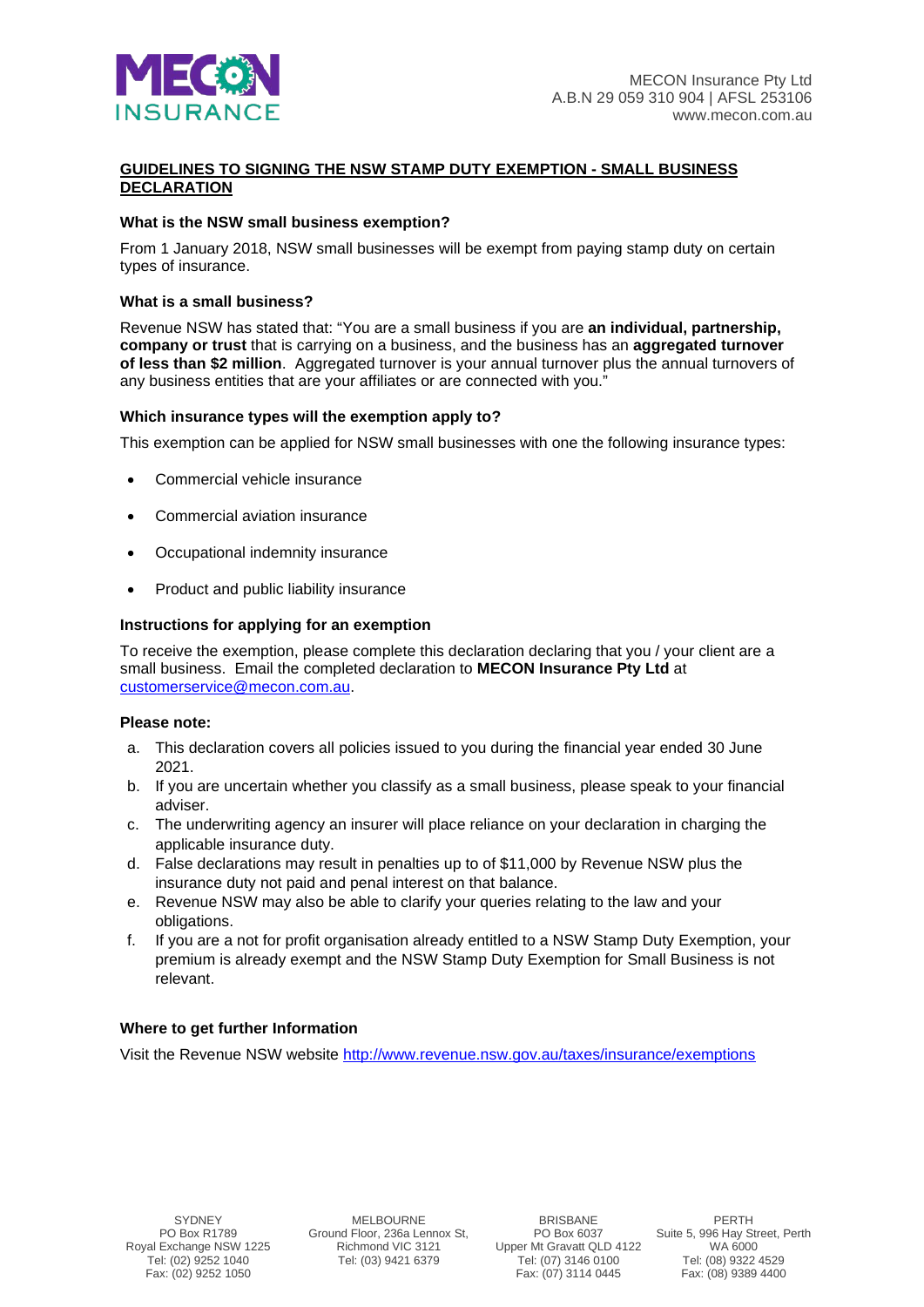MECON Insurance Pty Ltd
A.B.N 29 059 310 904 | AFSL 253106
www.mecon.com.au

## GUIDELINES TO SIGNING THE NSW STAMP DUTY EXEMPTION - SMALL BUSINESS DECLARATION

### What is the NSW small business exemption?

From 1 January 2018, NSW small businesses will be exempt from paying stamp duty on certain types of insurance.

### What is a small business?

Revenue NSW has stated that: "You are a small business if you are **an individual, partnership, company or trust** that is carrying on a business, and the business has an **aggregated turnover of less than $2 million**. Aggregated turnover is your annual turnover plus the annual turnovers of any business entities that are your affiliates or are connected with you."

### Which insurance types will the exemption apply to?

This exemption can be applied for NSW small businesses with one the following insurance types:

- Commercial vehicle insurance
- Commercial aviation insurance
- Occupational indemnity insurance
- Product and public liability insurance

### Instructions for applying for an exemption

To receive the exemption, please complete this declaration declaring that you / your client are a small business. Email the completed declaration to **MECON Insurance Pty Ltd** at customerservice@mecon.com.au.

### Please note:

a. This declaration covers all policies issued to you during the financial year ended 30 June 2021.
b. If you are uncertain whether you classify as a small business, please speak to your financial adviser.
c. The underwriting agency an insurer will place reliance on your declaration in charging the applicable insurance duty.
d. False declarations may result in penalties up to of $11,000 by Revenue NSW plus the insurance duty not paid and penal interest on that balance.
e. Revenue NSW may also be able to clarify your queries relating to the law and your obligations.
f. If you are a not for profit organisation already entitled to a NSW Stamp Duty Exemption, your premium is already exempt and the NSW Stamp Duty Exemption for Small Business is not relevant.

### Where to get further Information

Visit the Revenue NSW website http://www.revenue.nsw.gov.au/taxes/insurance/exemptions

SYDNEY
PO Box R1789
Royal Exchange NSW 1225
Tel: (02) 9252 1040
Fax: (02) 9252 1050

MELBOURNE
Ground Floor, 236a Lennox St,
Richmond VIC 3121
Tel: (03) 9421 6379

BRISBANE
PO Box 6037
Upper Mt Gravatt QLD 4122
Tel: (07) 3146 0100
Fax: (07) 3114 0445

PERTH
Suite 5, 996 Hay Street, Perth
WA 6000
Tel: (08) 9322 4529
Fax: (08) 9389 4400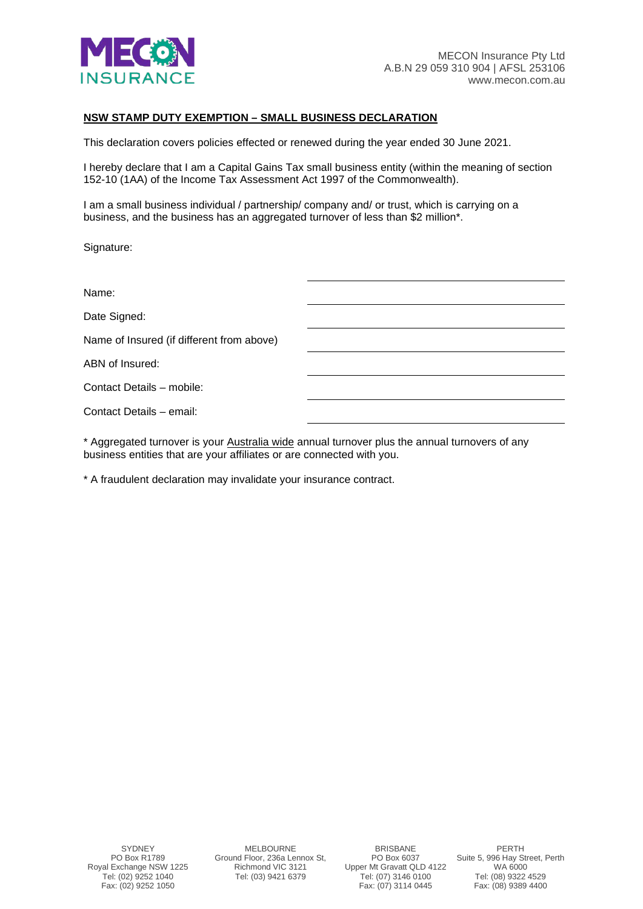MECON Insurance Pty Ltd
A.B.N 29 059 310 904 | AFSL 253106
www.mecon.com.au

**NSW STAMP DUTY EXEMPTION – SMALL BUSINESS DECLARATION**

This declaration covers policies effected or renewed during the year ended 30 June 2021.

I hereby declare that I am a Capital Gains Tax small business entity (within the meaning of section 152-10 (1AA) of the Income Tax Assessment Act 1997 of the Commonwealth).

I am a small business individual / partnership/ company and/ or trust, which is carrying on a business, and the business has an aggregated turnover of less than $2 million*.

Signature: ______________________________

Name: ______________________________

Date Signed: ______________________________

Name of Insured (if different from above) ______________________________

ABN of Insured: ______________________________

Contact Details – mobile: ______________________________

Contact Details – email: ______________________________

* Aggregated turnover is your Australia wide annual turnover plus the annual turnovers of any business entities that are your affiliates or are connected with you.

* A fraudulent declaration may invalidate your insurance contract.

SYDNEY
PO Box R1789
Royal Exchange NSW 1225
Tel: (02) 9252 1040
Fax: (02) 9252 1050

MELBOURNE
Ground Floor, 236a Lennox St,
Richmond VIC 3121
Tel: (03) 9421 6379

BRISBANE
PO Box 6037
Upper Mt Gravatt QLD 4122
Tel: (07) 3146 0100
Fax: (07) 3114 0445

PERTH
Suite 5, 996 Hay Street, Perth
WA 6000
Tel: (08) 9322 4529
Fax: (08) 9389 4400